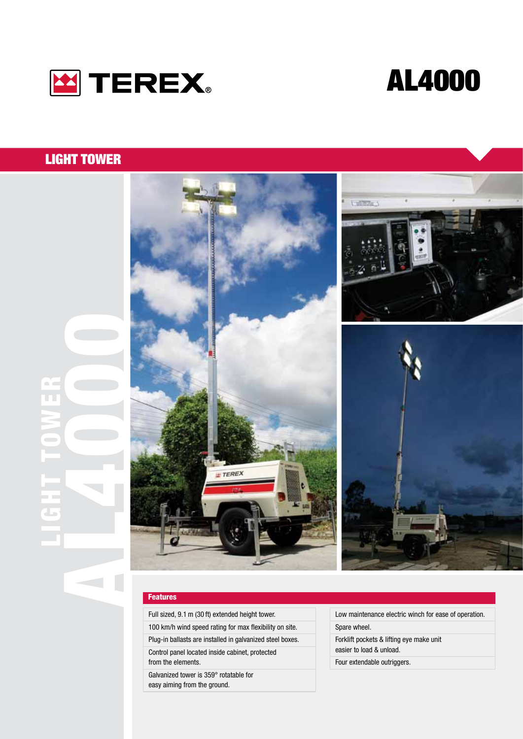# TEREX

# AL4000

## LIGHT TOWER

LIGHT TOWER AL4000

### Features

- Full sized, 9.1 m (30 ft) extended height tower.
- 100 km/h wind speed rating for max flexibility on site.
- Plug-in ballasts are installed in galvanized steel boxes.
- Control panel located inside cabinet, protected from the elements.
- Galvanized tower is 359° rotatable for easy aiming from the ground.
- Low maintenance electric winch for ease of operation.
- Spare wheel.
- Forklift pockets & lifting eye make unit easier to load & unload.
- Four extendable outriggers.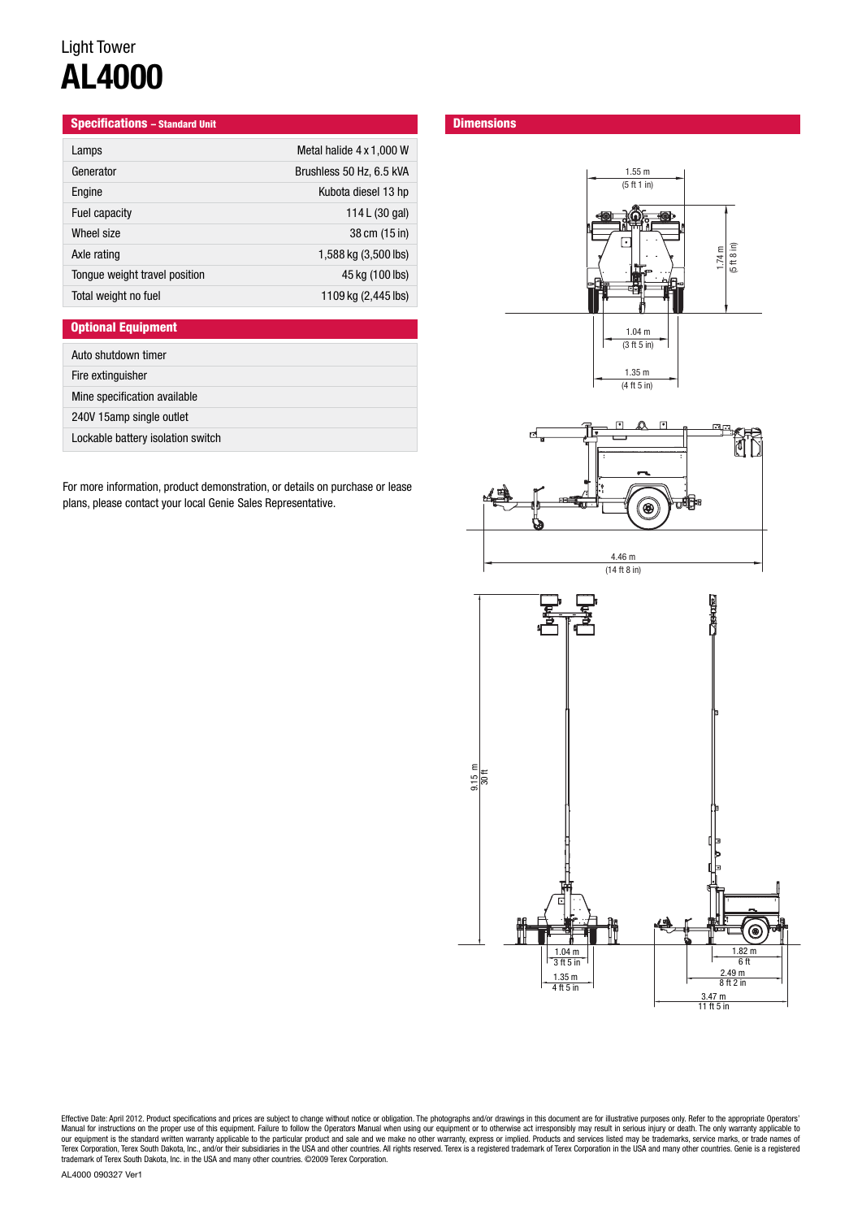Light Tower

# AL4000

## Specifications – Standard Unit

| | |
|---|---|
| Lamps | Metal halide 4 x 1,000 W |
| Generator | Brushless 50 Hz, 6.5 kVA |
| Engine | Kubota diesel 13 hp |
| Fuel capacity | 114 L (30 gal) |
| Wheel size | 38 cm (15 in) |
| Axle rating | 1,588 kg (3,500 lbs) |
| Tongue weight travel position | 45 kg (100 lbs) |
| Total weight no fuel | 1109 kg (2,445 lbs) |

## Optional Equipment

| |
|---|
| Auto shutdown timer |
| Fire extinguisher |
| Mine specification available |
| 240V 15amp single outlet |
| Lockable battery isolation switch |

For more information, product demonstration, or details on purchase or lease plans, please contact your local Genie Sales Representative.

## Dimensions

1.55 m
(5 ft 1 in)

1.74 m
(5 ft 8 in)

1.04 m
(3 ft 5 in)

1.35 m
(4 ft 5 in)

4.46 m
(14 ft 8 in)

9.15 m
30 ft

1.04 m
3 ft 5 in

1.35 m
4 ft 5 in

1.82 m
6 ft

2.49 m
8 ft 2 in

3.47 m
11 ft 5 in

Effective Date: April 2012. Product specifications and prices are subject to change without notice or obligation. The photographs and/or drawings in this document are for illustrative purposes only. Refer to the appropriate Operators' Manual for instructions on the proper use of this equipment. Failure to follow the Operators Manual when using our equipment or to otherwise act irresponsibly may result in serious injury or death. The only warranty applicable to our equipment is the standard written warranty applicable to the particular product and sale and we make no other warranty, express or implied. Products and services listed may be trademarks, service marks, or trade names of Terex Corporation, Terex South Dakota, Inc., and/or their subsidiaries in the USA and other countries. All rights reserved. Terex is a registered trademark of Terex Corporation in the USA and many other countries. Genie is a registered trademark of Terex South Dakota, Inc. in the USA and many other countries. ©2009 Terex Corporation.

AL4000 090327 Ver1